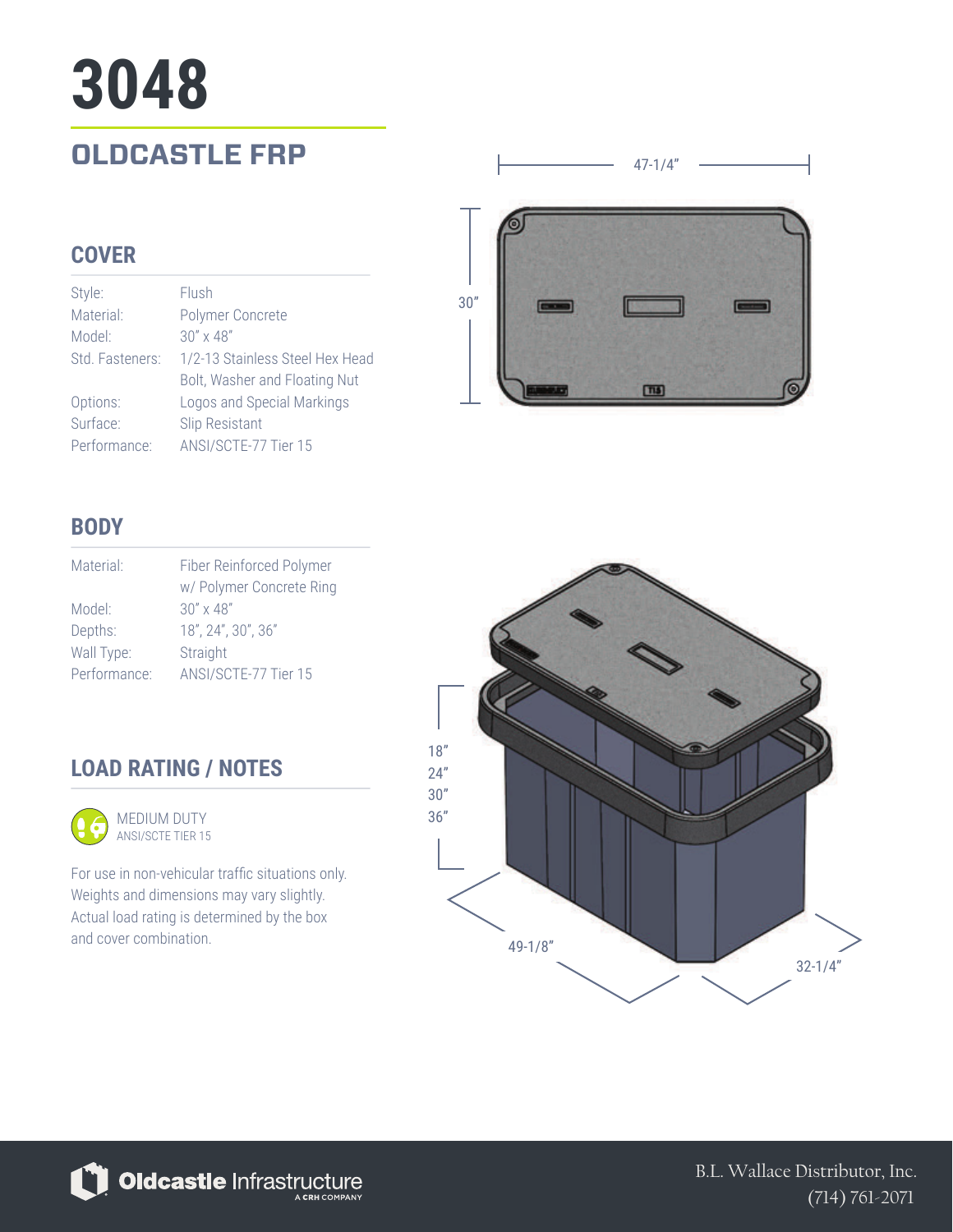# 3048

## OLDCASTLE FRP

### COVER

| | |
|---|---|
| Style: | Flush |
| Material: | Polymer Concrete |
| Model: | 30" x 48" |
| Std. Fasteners: | 1/2-13 Stainless Steel Hex Head Bolt, Washer and Floating Nut |
| Options: | Logos and Special Markings |
| Surface: | Slip Resistant |
| Performance: | ANSI/SCTE-77 Tier 15 |

### BODY

| | |
|---|---|
| Material: | Fiber Reinforced Polymer w/ Polymer Concrete Ring |
| Model: | 30" x 48" |
| Depths: | 18", 24", 30", 36" |
| Wall Type: | Straight |
| Performance: | ANSI/SCTE-77 Tier 15 |

### LOAD RATING / NOTES

MEDIUM DUTY
ANSI/SCTE TIER 15

For use in non-vehicular traffic situations only. Weights and dimensions may vary slightly. Actual load rating is determined by the box and cover combination.

47-1/4"

30"

18"
24"
30"
36"

49-1/8"

32-1/4"

Oldcastle Infrastructure
A CRH COMPANY

B.L. Wallace Distributor, Inc.
(714) 761-2071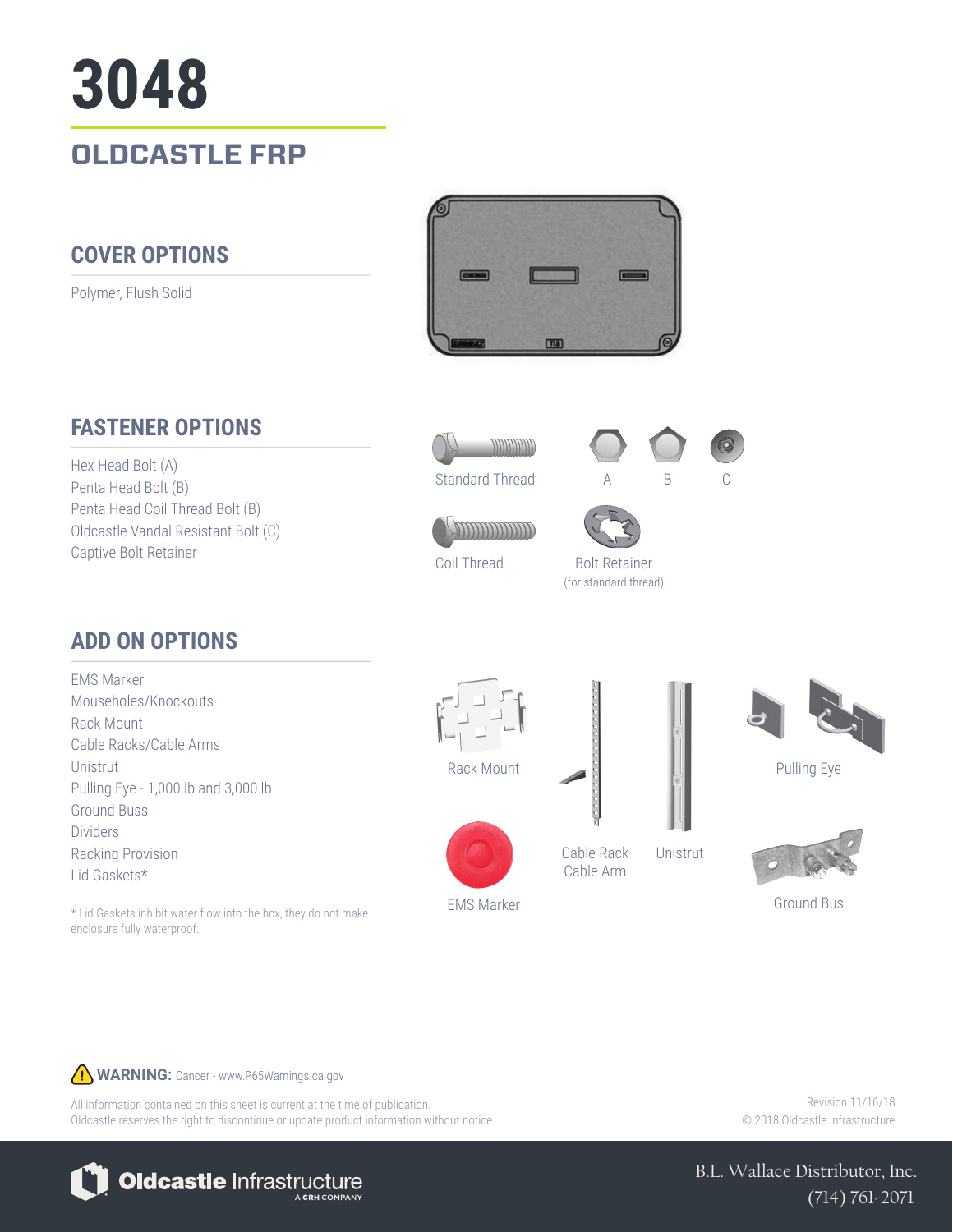# 3048

## OLDCASTLE FRP

## COVER OPTIONS

Polymer, Flush Solid

## FASTENER OPTIONS

Hex Head Bolt (A)
Penta Head Bolt (B)
Penta Head Coil Thread Bolt (B)
Oldcastle Vandal Resistant Bolt (C)
Captive Bolt Retainer

Standard Thread

A

B

C

Coil Thread

Bolt Retainer
(for standard thread)

## ADD ON OPTIONS

EMS Marker
Mouseholes/Knockouts
Rack Mount
Cable Racks/Cable Arms
Unistrut
Pulling Eye - 1,000 lb and 3,000 lb
Ground Buss
Dividers
Racking Provision
Lid Gaskets*

\* Lid Gaskets inhibit water flow into the box, they do not make enclosure fully waterproof.

Rack Mount

Pulling Eye

Cable Rack
Cable Arm

Unistrut

EMS Marker

Ground Bus

**WARNING:** Cancer - www.P65Warnings.ca.gov

All information contained on this sheet is current at the time of publication.
Oldcastle reserves the right to discontinue or update product information without notice.

Revision 11/16/18
© 2018 Oldcastle Infrastructure

Oldcastle Infrastructure
A CRH COMPANY

B.L. Wallace Distributor, Inc.
(714) 761-2071